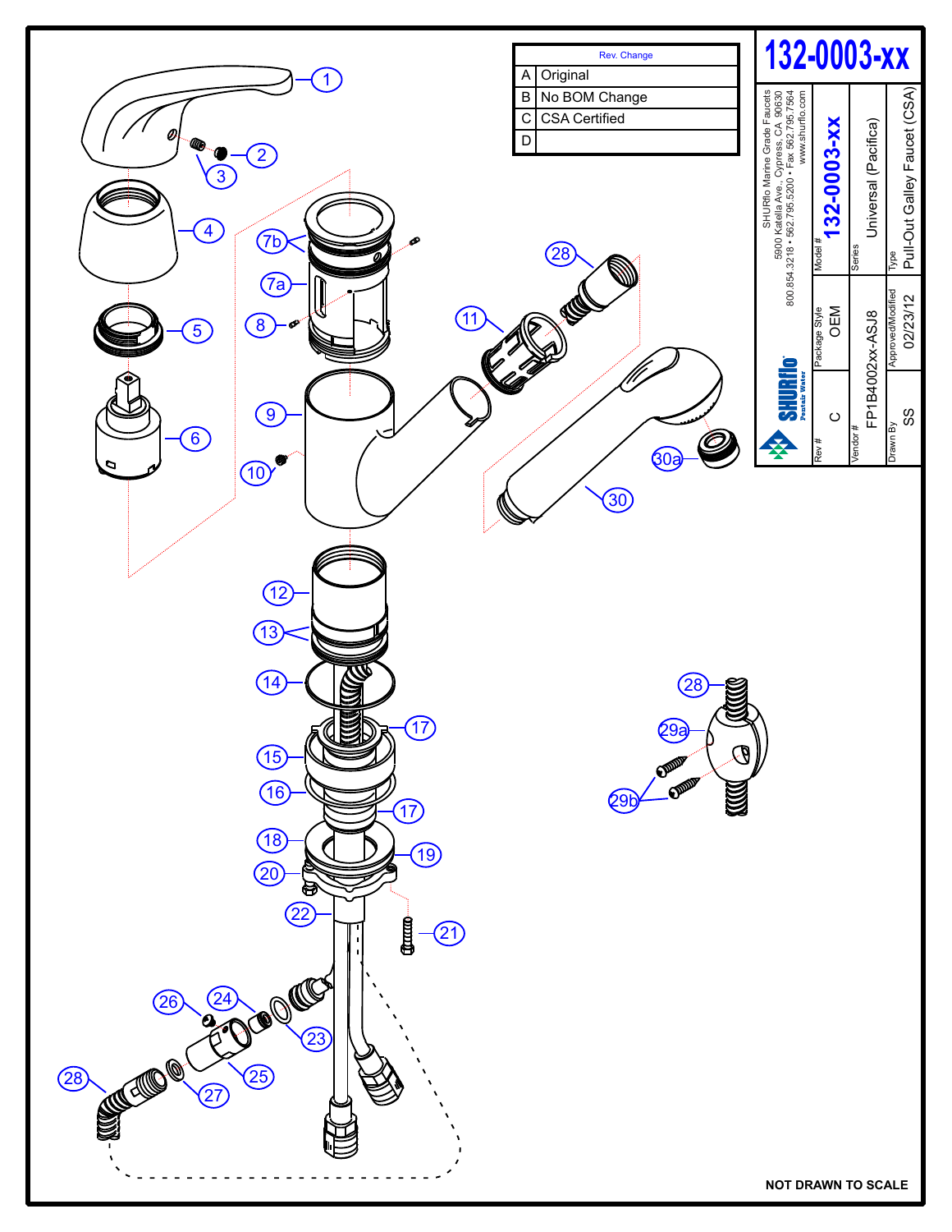# 132-0003-xx

| Rev. Change | |
|---|---|
| A | Original |
| B | No BOM Change |
| C | CSA Certified |
| D | |

SHURflo Marine Grade Faucets
5900 Katella Ave., Cypress, CA 90630
800.854.3218 • 562.795.5200 • Fax 562.795.7564
www.shurflo.com

SHURflo Pentair Water

| Model # | 132-0003-xx | Series | Universal (Pacifica) | Type | Pull-Out Galley Faucet (CSA) |
|---|---|---|---|---|---|
| Rev # | C | Package Style | OEM | | |
| Vendor # | FP1B4002xx-ASJ8 | Approved/Modified | 02/23/12 | Drawn By | SS |

1, 2, 3, 4, 5, 6, 7a, 7b, 8, 9, 10, 11, 12, 13, 14, 15, 16, 17, 18, 19, 20, 21, 22, 23, 24, 25, 26, 27, 28, 29a, 29b, 30, 30a

NOT DRAWN TO SCALE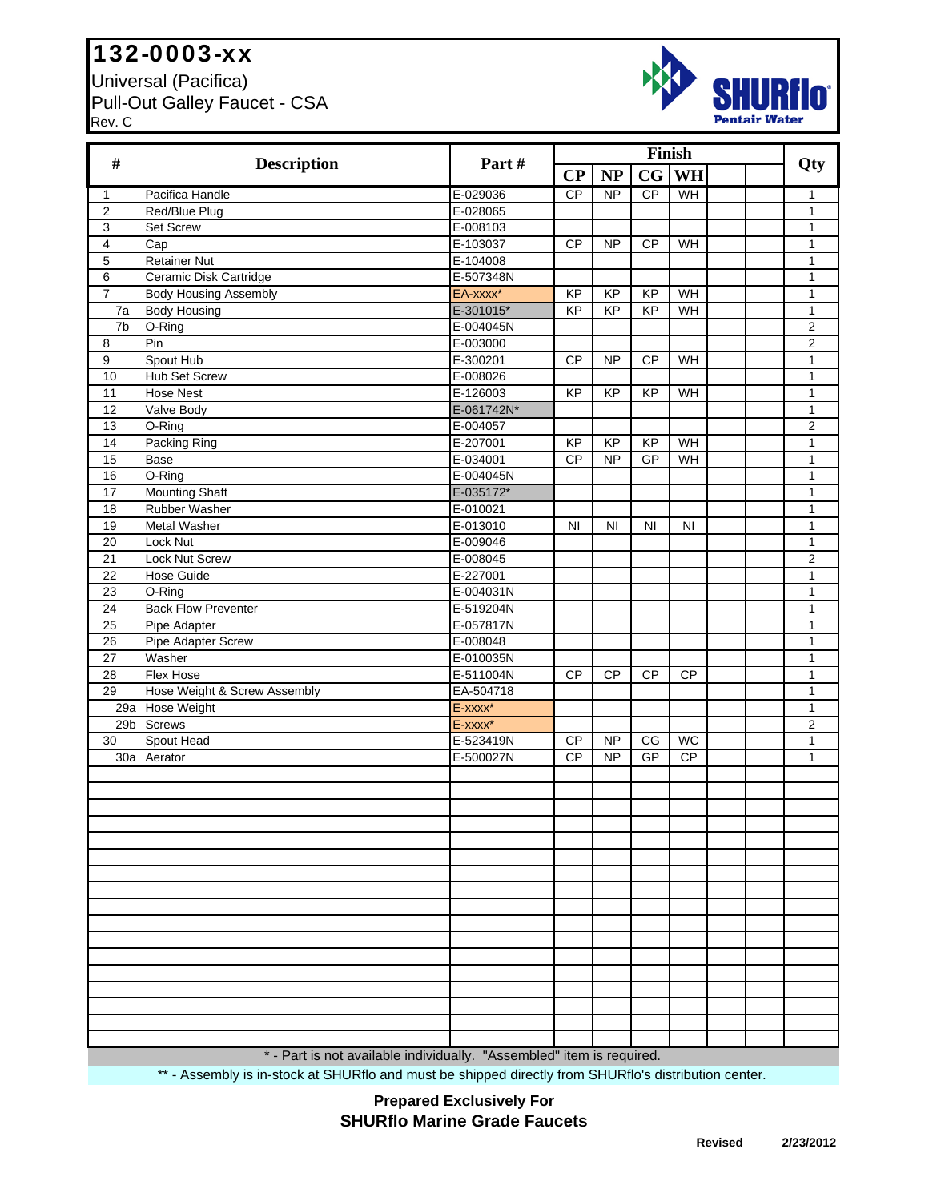# 132-0003-xx

Universal (Pacifica)
Pull-Out Galley Faucet - CSA
Rev. C

SHURflo Pentair Water

| # | Description | Part # | Finish | | | | | | Qty |
|---|---|---|---|---|---|---|---|---|---|
| | | | CP | NP | CG | WH | | | |
| 1 | Pacifica Handle | E-029036 | CP | NP | CP | WH | | | 1 |
| 2 | Red/Blue Plug | E-028065 | | | | | | | 1 |
| 3 | Set Screw | E-008103 | | | | | | | 1 |
| 4 | Cap | E-103037 | CP | NP | CP | WH | | | 1 |
| 5 | Retainer Nut | E-104008 | | | | | | | 1 |
| 6 | Ceramic Disk Cartridge | E-507348N | | | | | | | 1 |
| 7 | Body Housing Assembly | EA-xxxx* | KP | KP | KP | WH | | | 1 |
| 7a | Body Housing | E-301015* | KP | KP | KP | WH | | | 1 |
| 7b | O-Ring | E-004045N | | | | | | | 2 |
| 8 | Pin | E-003000 | | | | | | | 2 |
| 9 | Spout Hub | E-300201 | CP | NP | CP | WH | | | 1 |
| 10 | Hub Set Screw | E-008026 | | | | | | | 1 |
| 11 | Hose Nest | E-126003 | KP | KP | KP | WH | | | 1 |
| 12 | Valve Body | E-061742N* | | | | | | | 1 |
| 13 | O-Ring | E-004057 | | | | | | | 2 |
| 14 | Packing Ring | E-207001 | KP | KP | KP | WH | | | 1 |
| 15 | Base | E-034001 | CP | NP | GP | WH | | | 1 |
| 16 | O-Ring | E-004045N | | | | | | | 1 |
| 17 | Mounting Shaft | E-035172* | | | | | | | 1 |
| 18 | Rubber Washer | E-010021 | | | | | | | 1 |
| 19 | Metal Washer | E-013010 | NI | NI | NI | NI | | | 1 |
| 20 | Lock Nut | E-009046 | | | | | | | 1 |
| 21 | Lock Nut Screw | E-008045 | | | | | | | 2 |
| 22 | Hose Guide | E-227001 | | | | | | | 1 |
| 23 | O-Ring | E-004031N | | | | | | | 1 |
| 24 | Back Flow Preventer | E-519204N | | | | | | | 1 |
| 25 | Pipe Adapter | E-057817N | | | | | | | 1 |
| 26 | Pipe Adapter Screw | E-008048 | | | | | | | 1 |
| 27 | Washer | E-010035N | | | | | | | 1 |
| 28 | Flex Hose | E-511004N | CP | CP | CP | CP | | | 1 |
| 29 | Hose Weight & Screw Assembly | EA-504718 | | | | | | | 1 |
| 29a | Hose Weight | E-xxxx* | | | | | | | 1 |
| 29b | Screws | E-xxxx* | | | | | | | 2 |
| 30 | Spout Head | E-523419N | CP | NP | CG | WC | | | 1 |
| 30a | Aerator | E-500027N | CP | NP | GP | CP | | | 1 |

\* - Part is not available individually. "Assembled" item is required.

\*\* - Assembly is in-stock at SHURflo and must be shipped directly from SHURflo's distribution center.

**Prepared Exclusively For**
**SHURflo Marine Grade Faucets**

**Revised** **2/23/2012**